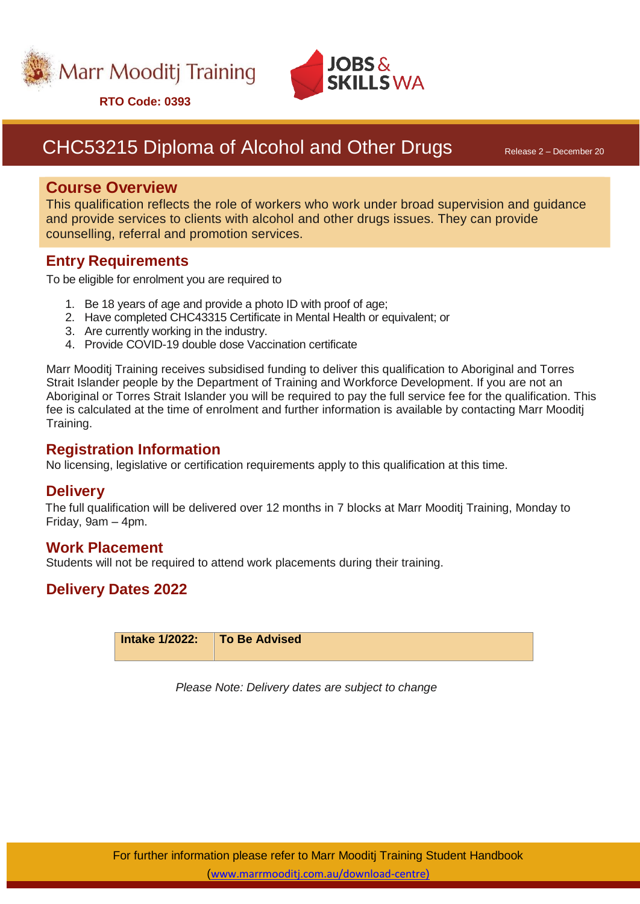Marr Mooditj Training

**RTO Code: 0393**

JOBS & SKILLS WA

# CHC53215 Diploma of Alcohol and Other Drugs

Release 2 – December 20

## Course Overview

This qualification reflects the role of workers who work under broad supervision and guidance and provide services to clients with alcohol and other drugs issues. They can provide counselling, referral and promotion services.

## Entry Requirements

To be eligible for enrolment you are required to

1. Be 18 years of age and provide a photo ID with proof of age;
2. Have completed CHC43315 Certificate in Mental Health or equivalent; or
3. Are currently working in the industry.
4. Provide COVID-19 double dose Vaccination certificate

Marr Mooditj Training receives subsidised funding to deliver this qualification to Aboriginal and Torres Strait Islander people by the Department of Training and Workforce Development. If you are not an Aboriginal or Torres Strait Islander you will be required to pay the full service fee for the qualification. This fee is calculated at the time of enrolment and further information is available by contacting Marr Mooditj Training.

## Registration Information

No licensing, legislative or certification requirements apply to this qualification at this time.

## Delivery

The full qualification will be delivered over 12 months in 7 blocks at Marr Mooditj Training, Monday to Friday, 9am – 4pm.

## Work Placement

Students will not be required to attend work placements during their training.

## Delivery Dates 2022

| **Intake 1/2022:** | **To Be Advised** |
|---|---|

*Please Note: Delivery dates are subject to change*

For further information please refer to Marr Mooditj Training Student Handbook
(www.marrmooditj.com.au/download-centre)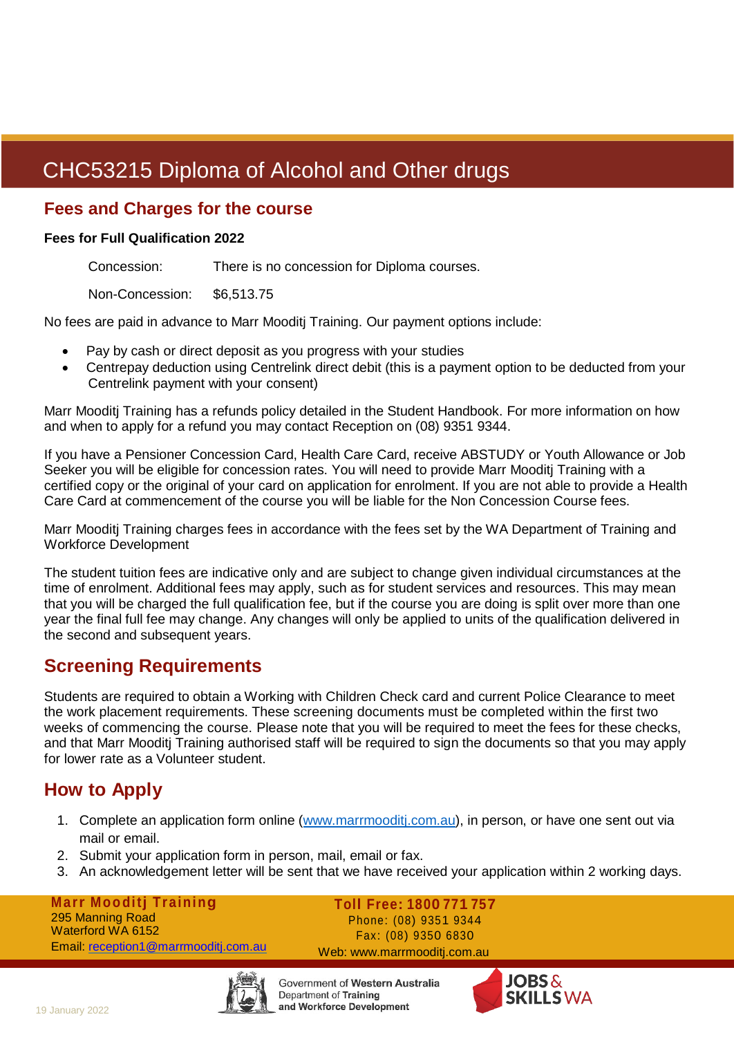# CHC53215 Diploma of Alcohol and Other drugs

## Fees and Charges for the course

**Fees for Full Qualification 2022**

| | |
|---|---|
| Concession: | There is no concession for Diploma courses. |
| Non-Concession: | $6,513.75 |

No fees are paid in advance to Marr Mooditj Training. Our payment options include:

- Pay by cash or direct deposit as you progress with your studies
- Centrepay deduction using Centrelink direct debit (this is a payment option to be deducted from your Centrelink payment with your consent)

Marr Mooditj Training has a refunds policy detailed in the Student Handbook. For more information on how and when to apply for a refund you may contact Reception on (08) 9351 9344.

If you have a Pensioner Concession Card, Health Care Card, receive ABSTUDY or Youth Allowance or Job Seeker you will be eligible for concession rates. You will need to provide Marr Mooditj Training with a certified copy or the original of your card on application for enrolment. If you are not able to provide a Health Care Card at commencement of the course you will be liable for the Non Concession Course fees.

Marr Mooditj Training charges fees in accordance with the fees set by the WA Department of Training and Workforce Development

The student tuition fees are indicative only and are subject to change given individual circumstances at the time of enrolment. Additional fees may apply, such as for student services and resources. This may mean that you will be charged the full qualification fee, but if the course you are doing is split over more than one year the final full fee may change. Any changes will only be applied to units of the qualification delivered in the second and subsequent years.

## Screening Requirements

Students are required to obtain a Working with Children Check card and current Police Clearance to meet the work placement requirements. These screening documents must be completed within the first two weeks of commencing the course. Please note that you will be required to meet the fees for these checks, and that Marr Mooditj Training authorised staff will be required to sign the documents so that you may apply for lower rate as a Volunteer student.

## How to Apply

1. Complete an application form online (www.marrmooditj.com.au), in person, or have one sent out via mail or email.
2. Submit your application form in person, mail, email or fax.
3. An acknowledgement letter will be sent that we have received your application within 2 working days.

**Marr Mooditj Training**
295 Manning Road
Waterford WA 6152
Email: reception1@marrmooditj.com.au

**Toll Free: 1800 771 757**
Phone: (08) 9351 9344
Fax: (08) 9350 6830
Web: www.marrmooditj.com.au

Government of Western Australia
Department of Training and Workforce Development

JOBS & SKILLS WA

19 January 2022